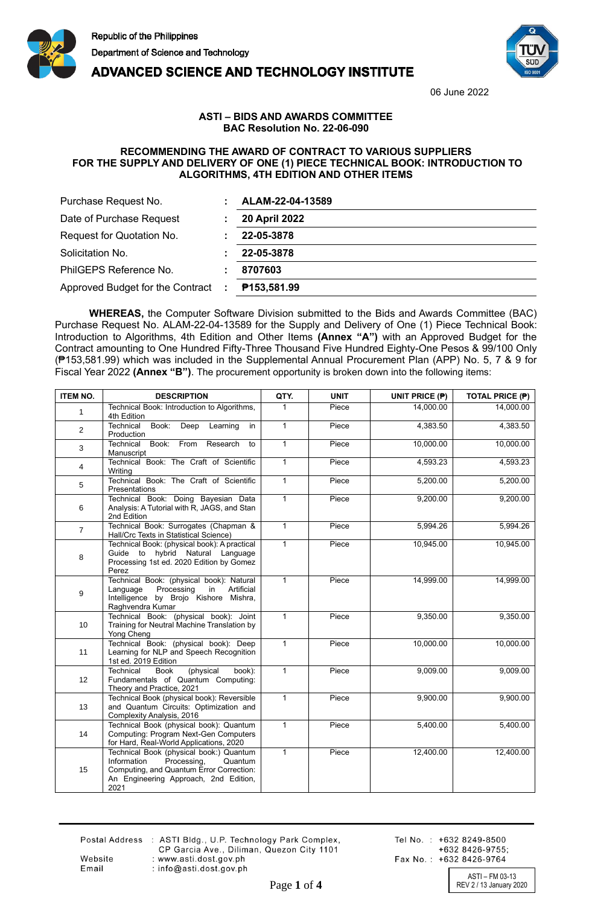Republic of the Philippines
Department of Science and Technology

**ADVANCED SCIENCE AND TECHNOLOGY INSTITUTE**

06 June 2022

**ASTI – BIDS AND AWARDS COMMITTEE**
**BAC Resolution No. 22-06-090**

**RECOMMENDING THE AWARD OF CONTRACT TO VARIOUS SUPPLIERS FOR THE SUPPLY AND DELIVERY OF ONE (1) PIECE TECHNICAL BOOK: INTRODUCTION TO ALGORITHMS, 4TH EDITION AND OTHER ITEMS**

| | | |
|---|---|---|
| Purchase Request No. | : | **ALAM-22-04-13589** |
| Date of Purchase Request | : | **20 April 2022** |
| Request for Quotation No. | : | **22-05-3878** |
| Solicitation No. | : | **22-05-3878** |
| PhilGEPS Reference No. | : | **8707603** |
| Approved Budget for the Contract | : | **₱153,581.99** |

**WHEREAS,** the Computer Software Division submitted to the Bids and Awards Committee (BAC) Purchase Request No. ALAM-22-04-13589 for the Supply and Delivery of One (1) Piece Technical Book: Introduction to Algorithms, 4th Edition and Other Items **(Annex "A")** with an Approved Budget for the Contract amounting to One Hundred Fifty-Three Thousand Five Hundred Eighty-One Pesos & 99/100 Only (₱153,581.99) which was included in the Supplemental Annual Procurement Plan (APP) No. 5, 7 & 9 for Fiscal Year 2022 **(Annex "B")**. The procurement opportunity is broken down into the following items:

| ITEM NO. | DESCRIPTION | QTY. | UNIT | UNIT PRICE (₱) | TOTAL PRICE (₱) |
|---|---|---|---|---|---|
| 1 | Technical Book: Introduction to Algorithms, 4th Edition | 1 | Piece | 14,000.00 | 14,000.00 |
| 2 | Technical Book: Deep Learning in Production | 1 | Piece | 4,383.50 | 4,383.50 |
| 3 | Technical Book: From Research to Manuscript | 1 | Piece | 10,000.00 | 10,000.00 |
| 4 | Technical Book: The Craft of Scientific Writing | 1 | Piece | 4,593.23 | 4,593.23 |
| 5 | Technical Book: The Craft of Scientific Presentations | 1 | Piece | 5,200.00 | 5,200.00 |
| 6 | Technical Book: Doing Bayesian Data Analysis: A Tutorial with R, JAGS, and Stan 2nd Edition | 1 | Piece | 9,200.00 | 9,200.00 |
| 7 | Technical Book: Surrogates (Chapman & Hall/Crc Texts in Statistical Science) | 1 | Piece | 5,994.26 | 5,994.26 |
| 8 | Technical Book: (physical book): A practical Guide to hybrid Natural Language Processing 1st ed. 2020 Edition by Gomez Perez | 1 | Piece | 10,945.00 | 10,945.00 |
| 9 | Technical Book: (physical book): Natural Language Processing in Artificial Intelligence by Brojo Kishore Mishra, Raghvendra Kumar | 1 | Piece | 14,999.00 | 14,999.00 |
| 10 | Technical Book: (physical book): Joint Training for Neutral Machine Translation by Yong Cheng | 1 | Piece | 9,350.00 | 9,350.00 |
| 11 | Technical Book: (physical book): Deep Learning for NLP and Speech Recognition 1st ed. 2019 Edition | 1 | Piece | 10,000.00 | 10,000.00 |
| 12 | Technical Book (physical book): Fundamentals of Quantum Computing: Theory and Practice, 2021 | 1 | Piece | 9,009.00 | 9,009.00 |
| 13 | Technical Book (physical book): Reversible and Quantum Circuits: Optimization and Complexity Analysis, 2016 | 1 | Piece | 9,900.00 | 9,900.00 |
| 14 | Technical Book (physical book): Quantum Computing: Program Next-Gen Computers for Hard, Real-World Applications, 2020 | 1 | Piece | 5,400.00 | 5,400.00 |
| 15 | Technical Book (physical book:) Quantum Information Processing, Quantum Computing, and Quantum Error Correction: An Engineering Approach, 2nd Edition, 2021 | 1 | Piece | 12,400.00 | 12,400.00 |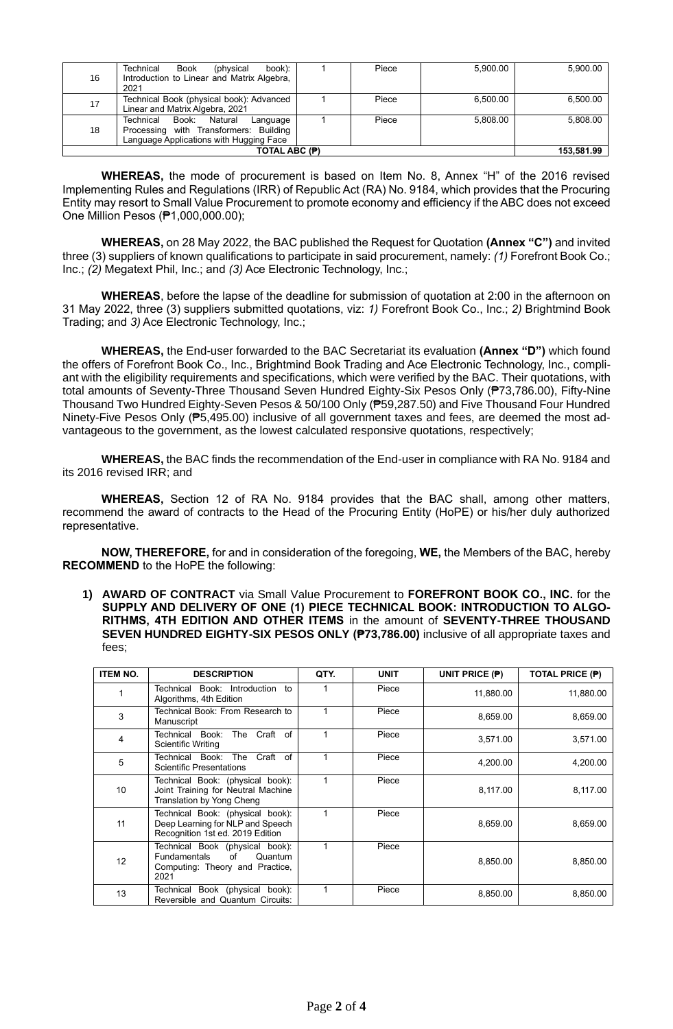| | | | | | |
|---|---|---|---|---|---|
| 16 | Technical Book (physical book): Introduction to Linear and Matrix Algebra, 2021 | 1 | Piece | 5,900.00 | 5,900.00 |
| 17 | Technical Book (physical book): Advanced Linear and Matrix Algebra, 2021 | 1 | Piece | 6,500.00 | 6,500.00 |
| 18 | Technical Book: Natural Language Processing with Transformers: Building Language Applications with Hugging Face | 1 | Piece | 5,808.00 | 5,808.00 |
| **TOTAL ABC (₱)** | | | | | **153,581.99** |

**WHEREAS,** the mode of procurement is based on Item No. 8, Annex "H" of the 2016 revised Implementing Rules and Regulations (IRR) of Republic Act (RA) No. 9184, which provides that the Procuring Entity may resort to Small Value Procurement to promote economy and efficiency if the ABC does not exceed One Million Pesos (₱1,000,000.00);

**WHEREAS,** on 28 May 2022, the BAC published the Request for Quotation **(Annex "C")** and invited three (3) suppliers of known qualifications to participate in said procurement, namely: *(1)* Forefront Book Co.; Inc.; *(2)* Megatext Phil, Inc.; and *(3)* Ace Electronic Technology, Inc.;

**WHEREAS**, before the lapse of the deadline for submission of quotation at 2:00 in the afternoon on 31 May 2022, three (3) suppliers submitted quotations, viz: *1)* Forefront Book Co., Inc.; *2)* Brightmind Book Trading; and *3)* Ace Electronic Technology, Inc.;

**WHEREAS,** the End-user forwarded to the BAC Secretariat its evaluation **(Annex "D")** which found the offers of Forefront Book Co., Inc., Brightmind Book Trading and Ace Electronic Technology, Inc., compliant with the eligibility requirements and specifications, which were verified by the BAC. Their quotations, with total amounts of Seventy-Three Thousand Seven Hundred Eighty-Six Pesos Only (₱73,786.00), Fifty-Nine Thousand Two Hundred Eighty-Seven Pesos & 50/100 Only (₱59,287.50) and Five Thousand Four Hundred Ninety-Five Pesos Only (₱5,495.00) inclusive of all government taxes and fees, are deemed the most advantageous to the government, as the lowest calculated responsive quotations, respectively;

**WHEREAS,** the BAC finds the recommendation of the End-user in compliance with RA No. 9184 and its 2016 revised IRR; and

**WHEREAS,** Section 12 of RA No. 9184 provides that the BAC shall, among other matters, recommend the award of contracts to the Head of the Procuring Entity (HoPE) or his/her duly authorized representative.

**NOW, THEREFORE,** for and in consideration of the foregoing, **WE,** the Members of the BAC, hereby **RECOMMEND** to the HoPE the following:

1) **AWARD OF CONTRACT** via Small Value Procurement to **FOREFRONT BOOK CO., INC.** for the **SUPPLY AND DELIVERY OF ONE (1) PIECE TECHNICAL BOOK: INTRODUCTION TO ALGORITHMS, 4TH EDITION AND OTHER ITEMS** in the amount of **SEVENTY-THREE THOUSAND SEVEN HUNDRED EIGHTY-SIX PESOS ONLY (₱73,786.00)** inclusive of all appropriate taxes and fees;

| ITEM NO. | DESCRIPTION | QTY. | UNIT | UNIT PRICE (₱) | TOTAL PRICE (₱) |
|---|---|---|---|---|---|
| 1 | Technical Book: Introduction to Algorithms, 4th Edition | 1 | Piece | 11,880.00 | 11,880.00 |
| 3 | Technical Book: From Research to Manuscript | 1 | Piece | 8,659.00 | 8,659.00 |
| 4 | Technical Book: The Craft of Scientific Writing | 1 | Piece | 3,571.00 | 3,571.00 |
| 5 | Technical Book: The Craft of Scientific Presentations | 1 | Piece | 4,200.00 | 4,200.00 |
| 10 | Technical Book: (physical book): Joint Training for Neutral Machine Translation by Yong Cheng | 1 | Piece | 8,117.00 | 8,117.00 |
| 11 | Technical Book: (physical book): Deep Learning for NLP and Speech Recognition 1st ed. 2019 Edition | 1 | Piece | 8,659.00 | 8,659.00 |
| 12 | Technical Book (physical book): Fundamentals of Quantum Computing: Theory and Practice, 2021 | 1 | Piece | 8,850.00 | 8,850.00 |
| 13 | Technical Book (physical book): Reversible and Quantum Circuits: | 1 | Piece | 8,850.00 | 8,850.00 |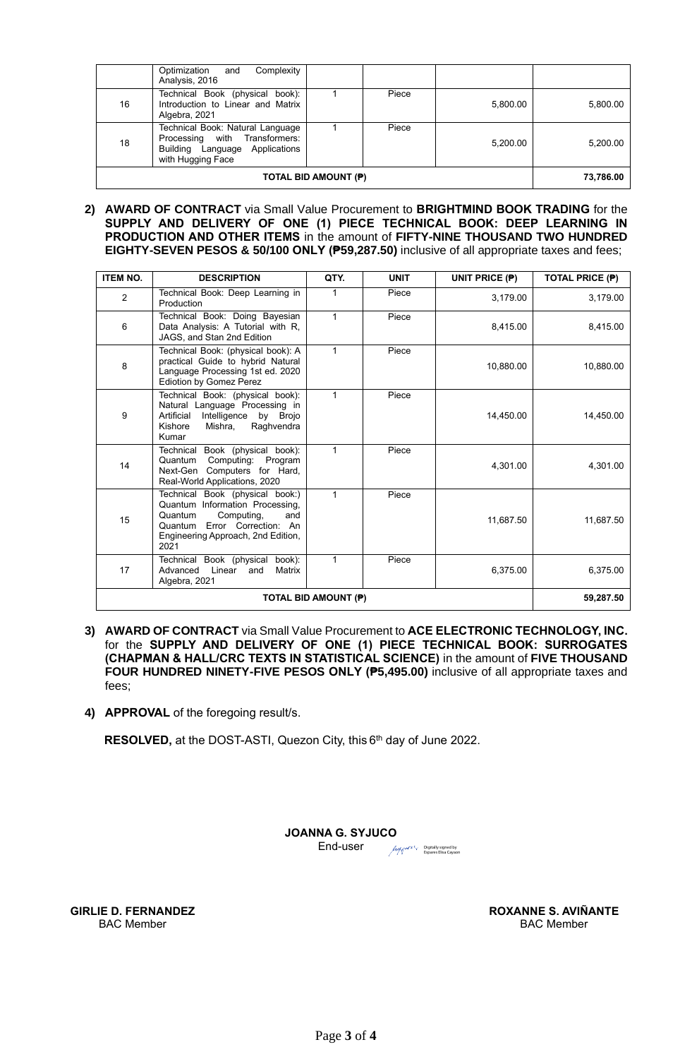| | Optimization and Complexity Analysis, 2016 | | | | |
|---|---|---|---|---|---|
| 16 | Technical Book (physical book): Introduction to Linear and Matrix Algebra, 2021 | 1 | Piece | 5,800.00 | 5,800.00 |
| 18 | Technical Book: Natural Language Processing with Transformers: Building Language Applications with Hugging Face | 1 | Piece | 5,200.00 | 5,200.00 |
| **TOTAL BID AMOUNT (₱)** | | | | | **73,786.00** |

2) **AWARD OF CONTRACT** via Small Value Procurement to **BRIGHTMIND BOOK TRADING** for the **SUPPLY AND DELIVERY OF ONE (1) PIECE TECHNICAL BOOK: DEEP LEARNING IN PRODUCTION AND OTHER ITEMS** in the amount of **FIFTY-NINE THOUSAND TWO HUNDRED EIGHTY-SEVEN PESOS & 50/100 ONLY (₱59,287.50)** inclusive of all appropriate taxes and fees;

| ITEM NO. | DESCRIPTION | QTY. | UNIT | UNIT PRICE (₱) | TOTAL PRICE (₱) |
|---|---|---|---|---|---|
| 2 | Technical Book: Deep Learning in Production | 1 | Piece | 3,179.00 | 3,179.00 |
| 6 | Technical Book: Doing Bayesian Data Analysis: A Tutorial with R, JAGS, and Stan 2nd Edition | 1 | Piece | 8,415.00 | 8,415.00 |
| 8 | Technical Book: (physical book): A practical Guide to hybrid Natural Language Processing 1st ed. 2020 Ediotion by Gomez Perez | 1 | Piece | 10,880.00 | 10,880.00 |
| 9 | Technical Book: (physical book): Natural Language Processing in Artificial Intelligence by Brojo Kishore Mishra, Raghvendra Kumar | 1 | Piece | 14,450.00 | 14,450.00 |
| 14 | Technical Book (physical book): Quantum Computing: Program Next-Gen Computers for Hard, Real-World Applications, 2020 | 1 | Piece | 4,301.00 | 4,301.00 |
| 15 | Technical Book (physical book:) Quantum Information Processing, Quantum Computing, and Quantum Error Correction: An Engineering Approach, 2nd Edition, 2021 | 1 | Piece | 11,687.50 | 11,687.50 |
| 17 | Technical Book (physical book): Advanced Linear and Matrix Algebra, 2021 | 1 | Piece | 6,375.00 | 6,375.00 |
| **TOTAL BID AMOUNT (₱)** | | | | | **59,287.50** |

3) **AWARD OF CONTRACT** via Small Value Procurement to **ACE ELECTRONIC TECHNOLOGY, INC.** for the **SUPPLY AND DELIVERY OF ONE (1) PIECE TECHNICAL BOOK: SURROGATES (CHAPMAN & HALL/CRC TEXTS IN STATISTICAL SCIENCE)** in the amount of **FIVE THOUSAND FOUR HUNDRED NINETY-FIVE PESOS ONLY (₱5,495.00)** inclusive of all appropriate taxes and fees;

4) **APPROVAL** of the foregoing result/s.

**RESOLVED,** at the DOST-ASTI, Quezon City, this 6th day of June 2022.

**JOANNA G. SYJUCO**
End-user

Digitally signed by Espares Elisa Cayaon

**GIRLIE D. FERNANDEZ**
BAC Member

**ROXANNE S. AVIÑANTE**
BAC Member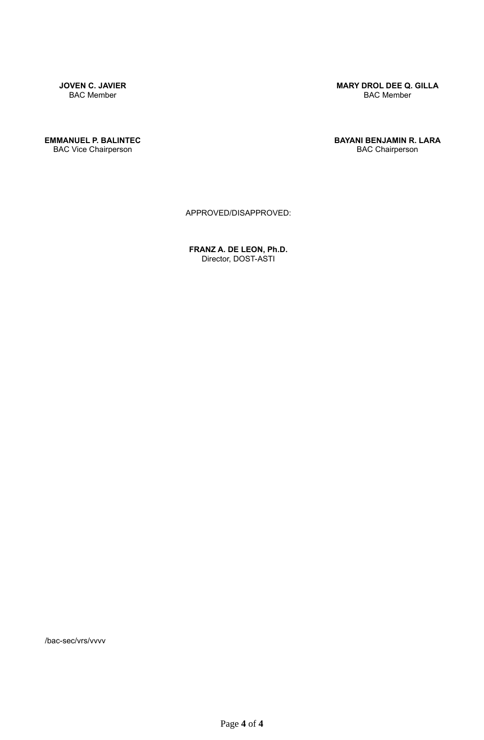**JOVEN C. JAVIER**
BAC Member

**MARY DROL DEE Q. GILLA**
BAC Member

**EMMANUEL P. BALINTEC**
BAC Vice Chairperson

**BAYANI BENJAMIN R. LARA**
BAC Chairperson

APPROVED/DISAPPROVED:

**FRANZ A. DE LEON, Ph.D.**
Director, DOST-ASTI

/bac-sec/vrs/vvvv